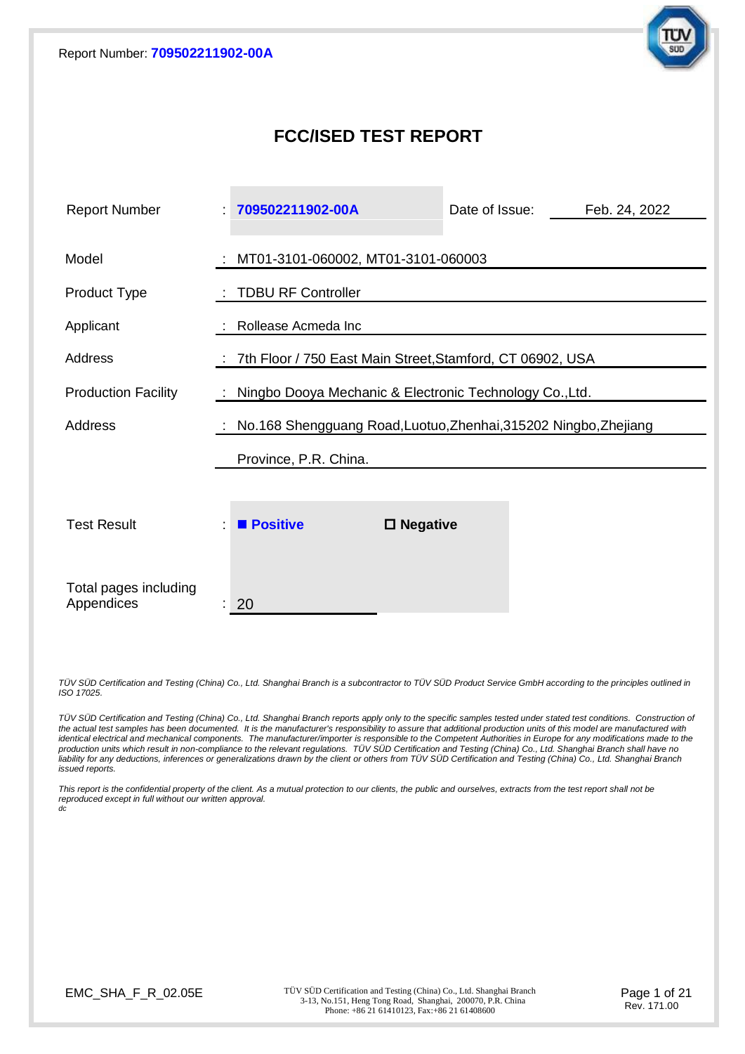# FCC/ISED TEST REPORT

| | | | |
|---|---|---|---|
| Report Number | : **709502211902-00A** | Date of Issue: | Feb. 24, 2022 |
| Model | : MT01-3101-060002, MT01-3101-060003 | | |
| Product Type | : TDBU RF Controller | | |
| Applicant | : Rollease Acmeda Inc | | |
| Address | : 7th Floor / 750 East Main Street,Stamford, CT 06902, USA | | |
| Production Facility | : Ningbo Dooya Mechanic & Electronic Technology Co.,Ltd. | | |
| Address | : No.168 Shengguang Road,Luotuo,Zhenhai,315202 Ningbo,Zhejiang Province, P.R. China. | | |
| Test Result | : ■ **Positive** | ☐ **Negative** | |
| Total pages including Appendices | : 20 | | |

*TÜV SÜD Certification and Testing (China) Co., Ltd. Shanghai Branch is a subcontractor to TÜV SÜD Product Service GmbH according to the principles outlined in ISO 17025.*

*TÜV SÜD Certification and Testing (China) Co., Ltd. Shanghai Branch reports apply only to the specific samples tested under stated test conditions. Construction of the actual test samples has been documented. It is the manufacturer's responsibility to assure that additional production units of this model are manufactured with identical electrical and mechanical components. The manufacturer/importer is responsible to the Competent Authorities in Europe for any modifications made to the production units which result in non-compliance to the relevant regulations. TÜV SÜD Certification and Testing (China) Co., Ltd. Shanghai Branch shall have no liability for any deductions, inferences or generalizations drawn by the client or others from TÜV SÜD Certification and Testing (China) Co., Ltd. Shanghai Branch issued reports.*

*This report is the confidential property of the client. As a mutual protection to our clients, the public and ourselves, extracts from the test report shall not be reproduced except in full without our written approval.*
*dc*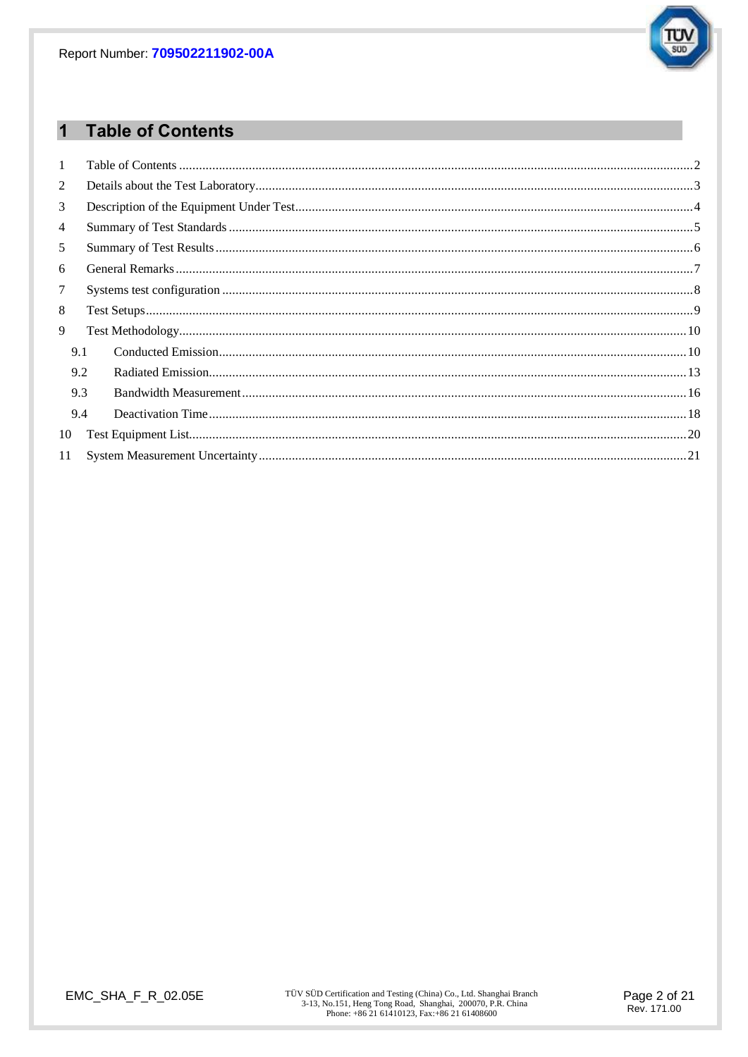# 1 Table of Contents

1 Table of Contents ........................................................................................................ 2
2 Details about the Test Laboratory ................................................................................ 3
3 Description of the Equipment Under Test .................................................................... 4
4 Summary of Test Standards ........................................................................................ 5
5 Summary of Test Results ............................................................................................ 6
6 General Remarks ........................................................................................................ 7
7 Systems test configuration .......................................................................................... 8
8 Test Setups ................................................................................................................. 9
9 Test Methodology ....................................................................................................... 10
  9.1 Conducted Emission ............................................................................................ 10
  9.2 Radiated Emission ............................................................................................... 13
  9.3 Bandwidth Measurement ...................................................................................... 16
  9.4 Deactivation Time ................................................................................................ 18
10 Test Equipment List .................................................................................................. 20
11 System Measurement Uncertainty ............................................................................. 21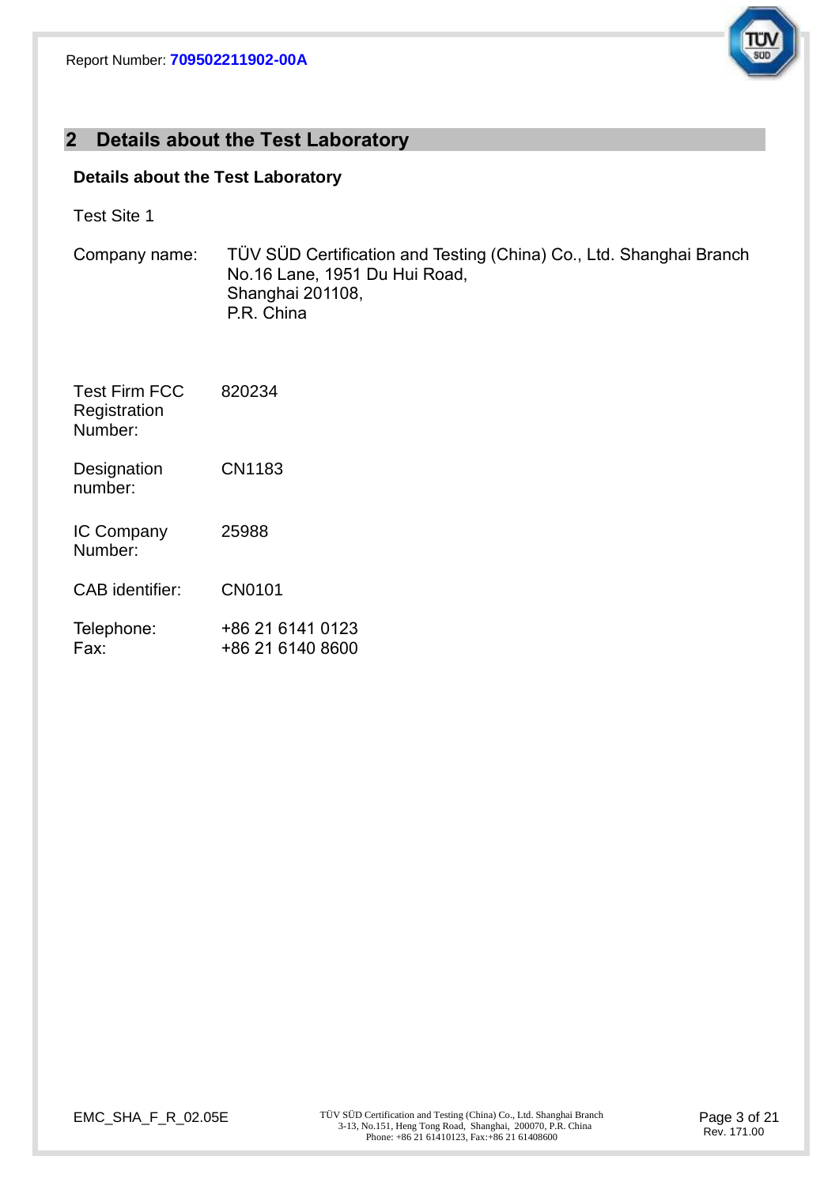## 2 Details about the Test Laboratory

**Details about the Test Laboratory**

Test Site 1

Company name: TÜV SÜD Certification and Testing (China) Co., Ltd. Shanghai Branch
No.16 Lane, 1951 Du Hui Road,
Shanghai 201108,
P.R. China

Test Firm FCC Registration Number: 820234

Designation number: CN1183

IC Company Number: 25988

CAB identifier: CN0101

Telephone: +86 21 6141 0123
Fax: +86 21 6140 8600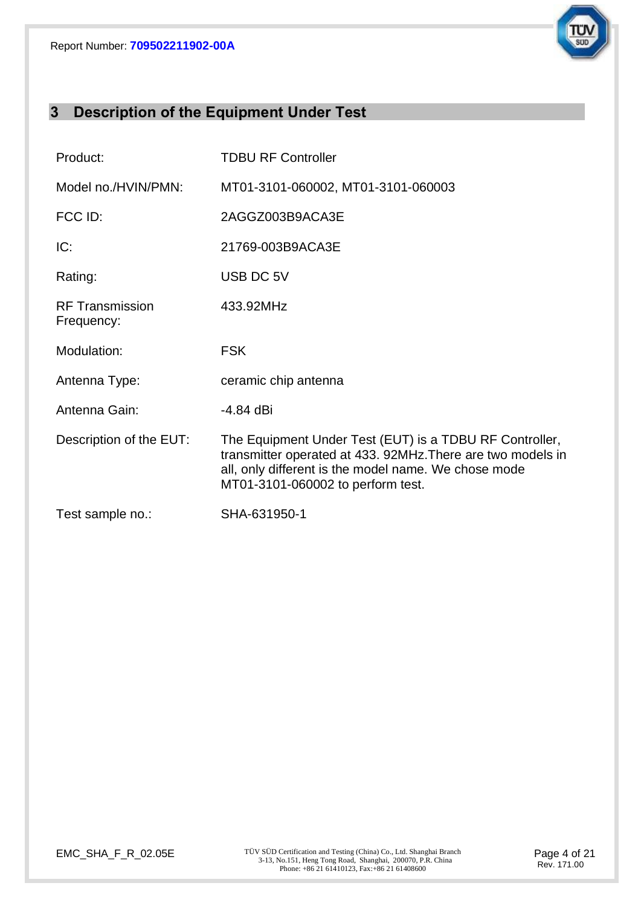# 3 Description of the Equipment Under Test

| | |
|---|---|
| Product: | TDBU RF Controller |
| Model no./HVIN/PMN: | MT01-3101-060002, MT01-3101-060003 |
| FCC ID: | 2AGGZ003B9ACA3E |
| IC: | 21769-003B9ACA3E |
| Rating: | USB DC 5V |
| RF Transmission Frequency: | 433.92MHz |
| Modulation: | FSK |
| Antenna Type: | ceramic chip antenna |
| Antenna Gain: | -4.84 dBi |
| Description of the EUT: | The Equipment Under Test (EUT) is a TDBU RF Controller, transmitter operated at 433. 92MHz.There are two models in all, only different is the model name. We chose mode MT01-3101-060002 to perform test. |
| Test sample no.: | SHA-631950-1 |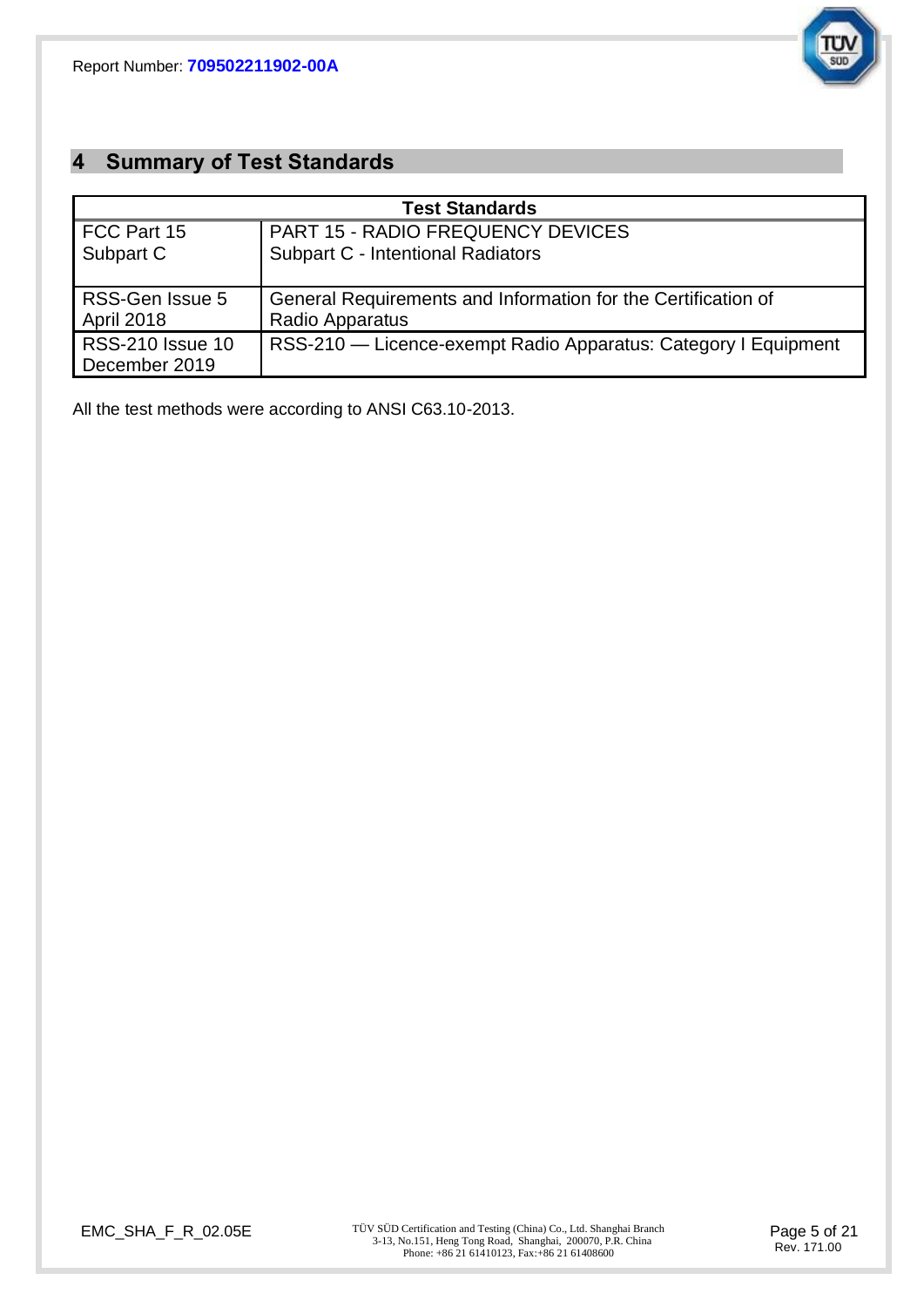## 4 Summary of Test Standards

| Test Standards | |
|---|---|
| FCC Part 15 Subpart C | PART 15 - RADIO FREQUENCY DEVICES Subpart C - Intentional Radiators |
| RSS-Gen Issue 5 April 2018 | General Requirements and Information for the Certification of Radio Apparatus |
| RSS-210 Issue 10 December 2019 | RSS-210 — Licence-exempt Radio Apparatus: Category I Equipment |

All the test methods were according to ANSI C63.10-2013.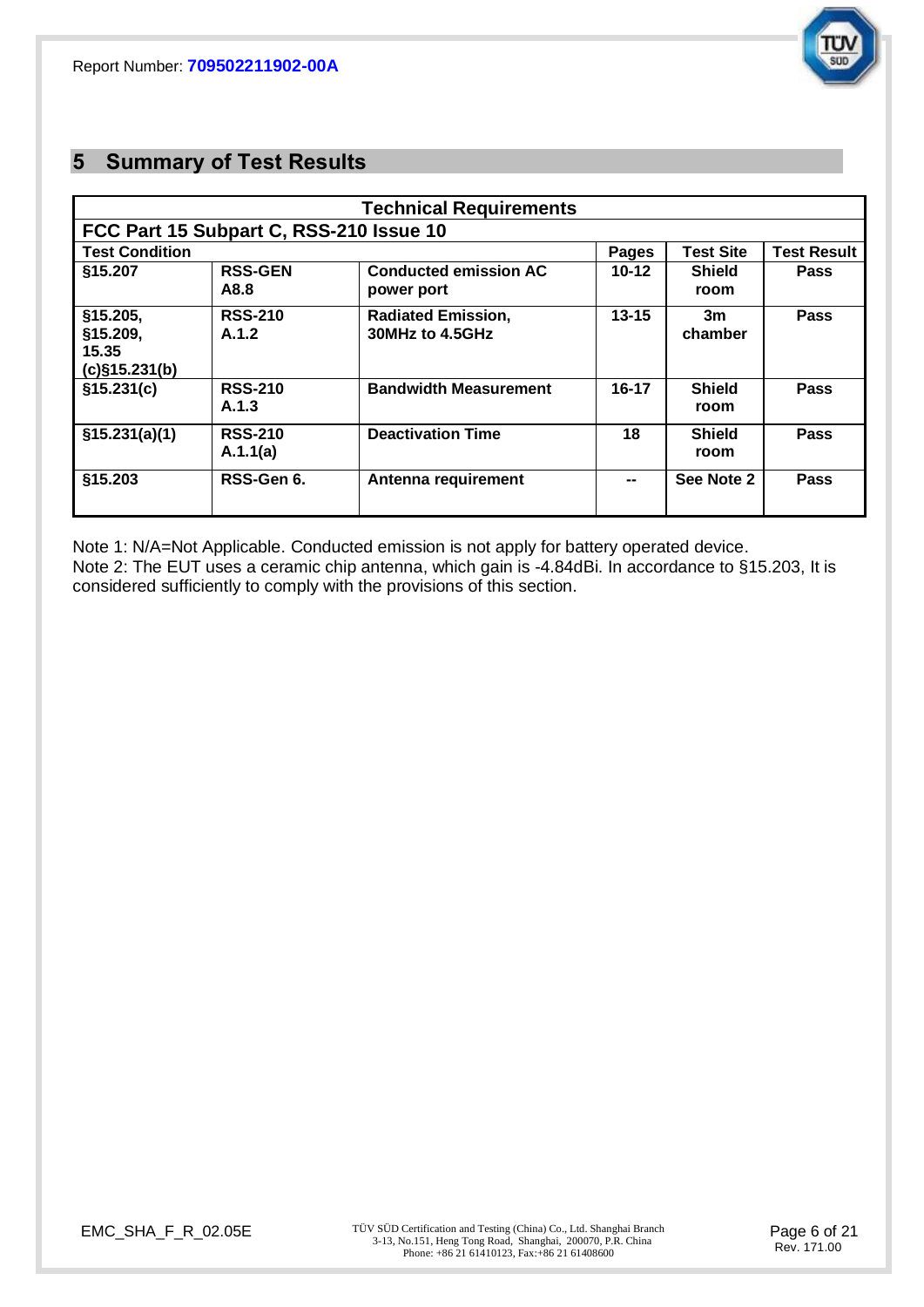## 5 Summary of Test Results

| Technical Requirements | | | | | |
|---|---|---|---|---|---|
| **FCC Part 15 Subpart C, RSS-210 Issue 10** | | | | | |
| **Test Condition** | | | **Pages** | **Test Site** | **Test Result** |
| **§15.207** | **RSS-GEN A8.8** | **Conducted emission AC power port** | **10-12** | **Shield room** | **Pass** |
| **§15.205, §15.209, 15.35 (c)§15.231(b)** | **RSS-210 A.1.2** | **Radiated Emission, 30MHz to 4.5GHz** | **13-15** | **3m chamber** | **Pass** |
| **§15.231(c)** | **RSS-210 A.1.3** | **Bandwidth Measurement** | **16-17** | **Shield room** | **Pass** |
| **§15.231(a)(1)** | **RSS-210 A.1.1(a)** | **Deactivation Time** | **18** | **Shield room** | **Pass** |
| **§15.203** | **RSS-Gen 6.** | **Antenna requirement** | **--** | **See Note 2** | **Pass** |

Note 1: N/A=Not Applicable. Conducted emission is not apply for battery operated device.
Note 2: The EUT uses a ceramic chip antenna, which gain is -4.84dBi. In accordance to §15.203, It is considered sufficiently to comply with the provisions of this section.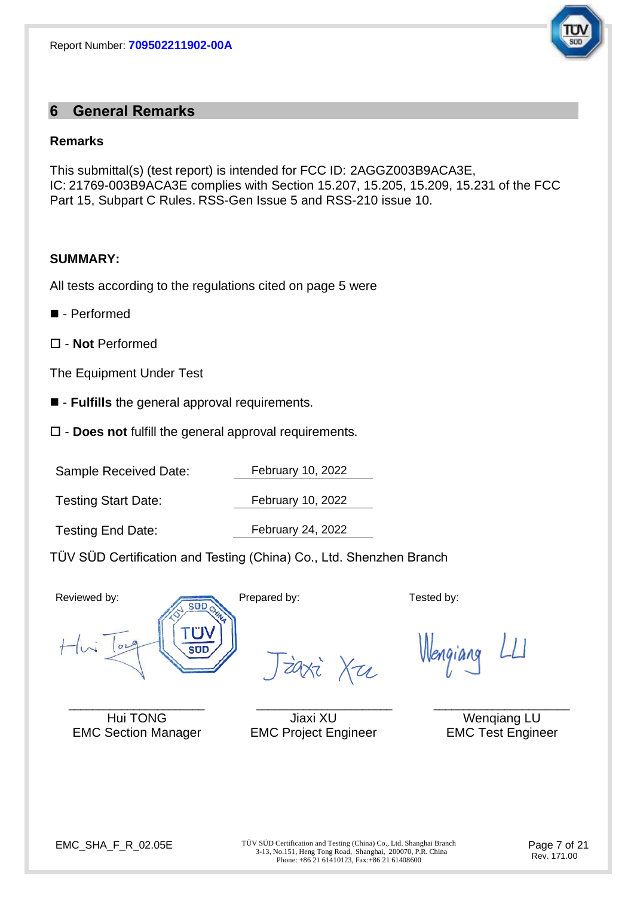## 6 General Remarks

**Remarks**

This submittal(s) (test report) is intended for FCC ID: 2AGGZ003B9ACA3E, IC: 21769-003B9ACA3E complies with Section 15.207, 15.205, 15.209, 15.231 of the FCC Part 15, Subpart C Rules. RSS-Gen Issue 5 and RSS-210 issue 10.

**SUMMARY:**

All tests according to the regulations cited on page 5 were

■ - Performed

☐ - **Not** Performed

The Equipment Under Test

■ - **Fulfills** the general approval requirements.

☐ - **Does not** fulfill the general approval requirements.

| | |
|---|---|
| Sample Received Date: | February 10, 2022 |
| Testing Start Date: | February 10, 2022 |
| Testing End Date: | February 24, 2022 |

TÜV SÜD Certification and Testing (China) Co., Ltd. Shenzhen Branch

| Reviewed by: | Prepared by: | Tested by: |
|---|---|---|
| Hui TONG | Jiaxi XU | Wenqiang LU |
| EMC Section Manager | EMC Project Engineer | EMC Test Engineer |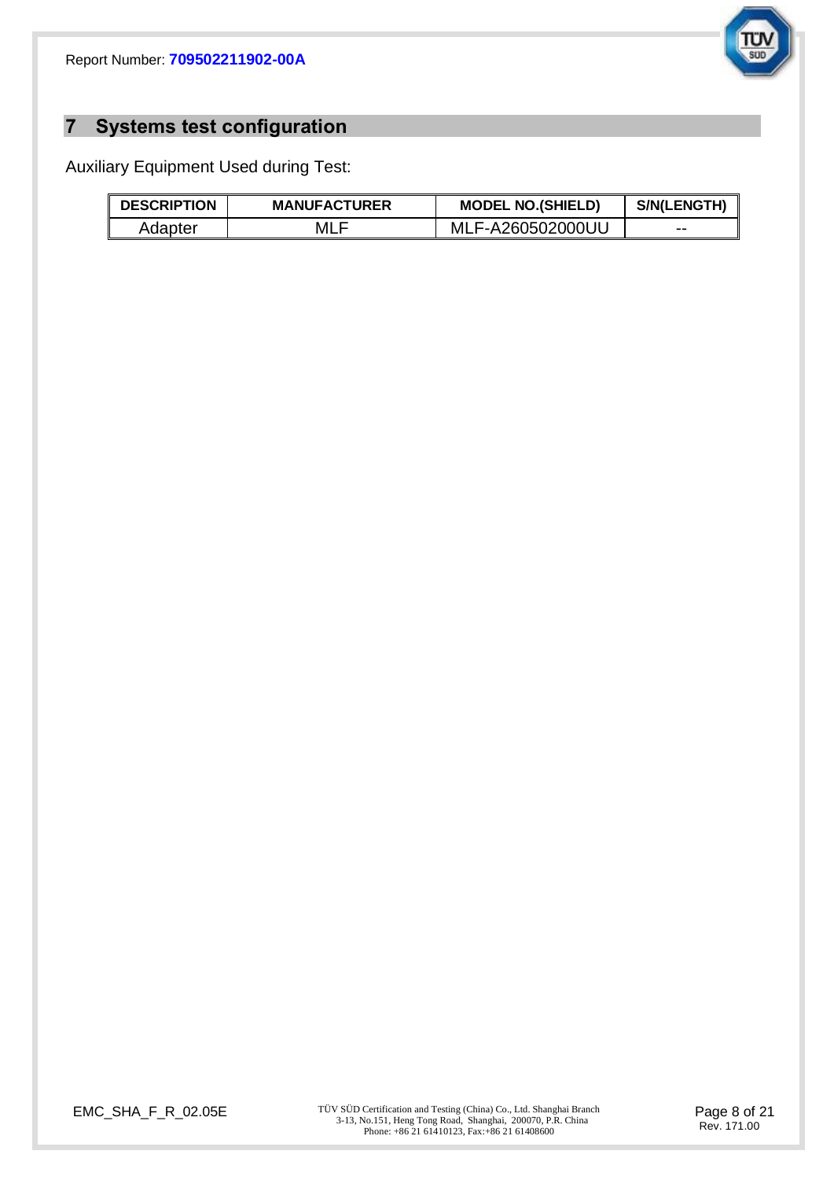# 7 Systems test configuration

Auxiliary Equipment Used during Test:

| DESCRIPTION | MANUFACTURER | MODEL NO.(SHIELD) | S/N(LENGTH) |
|---|---|---|---|
| Adapter | MLF | MLF-A260502000UU | -- |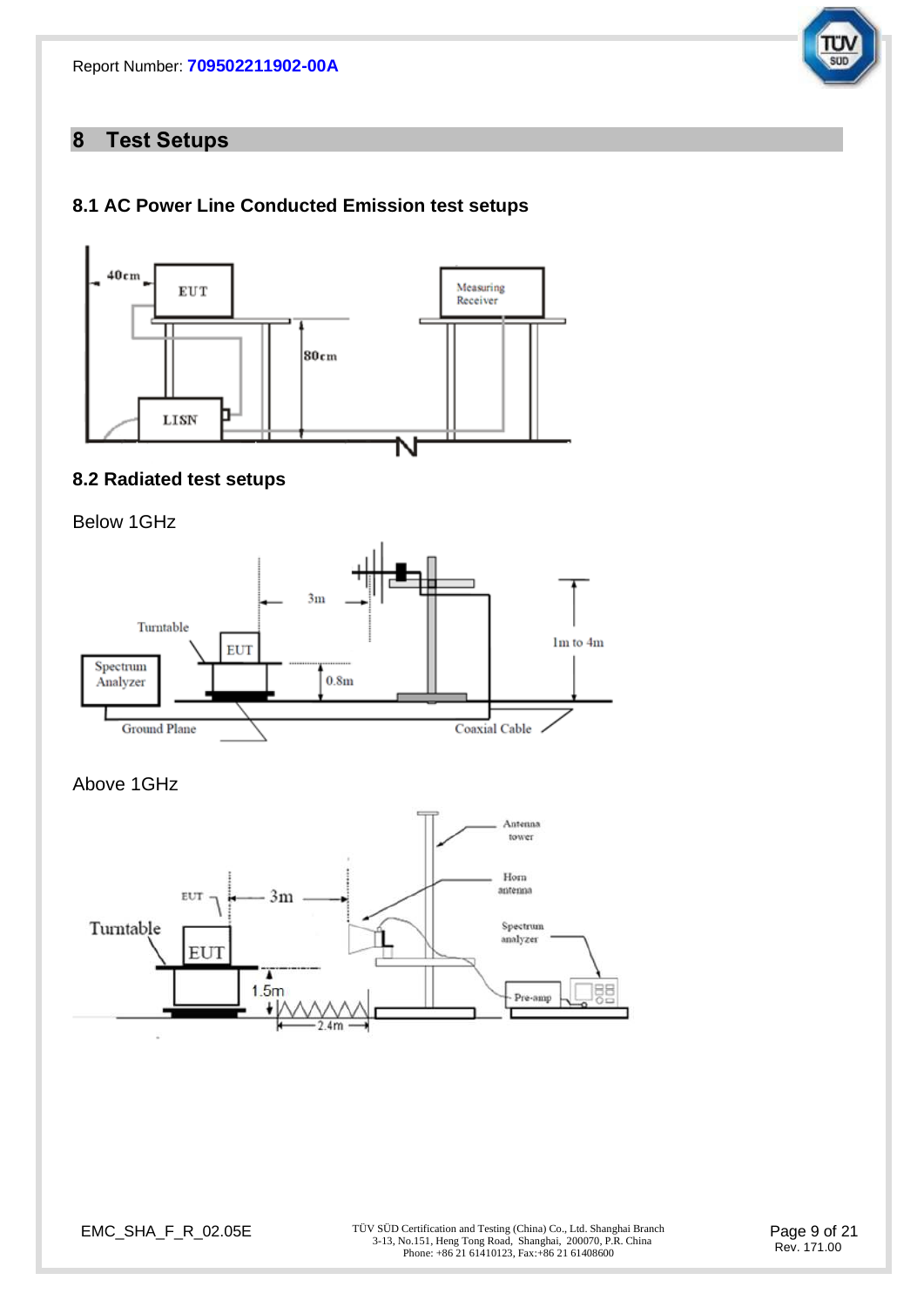# 8 Test Setups

## 8.1 AC Power Line Conducted Emission test setups

## 8.2 Radiated test setups

Below 1GHz

Above 1GHz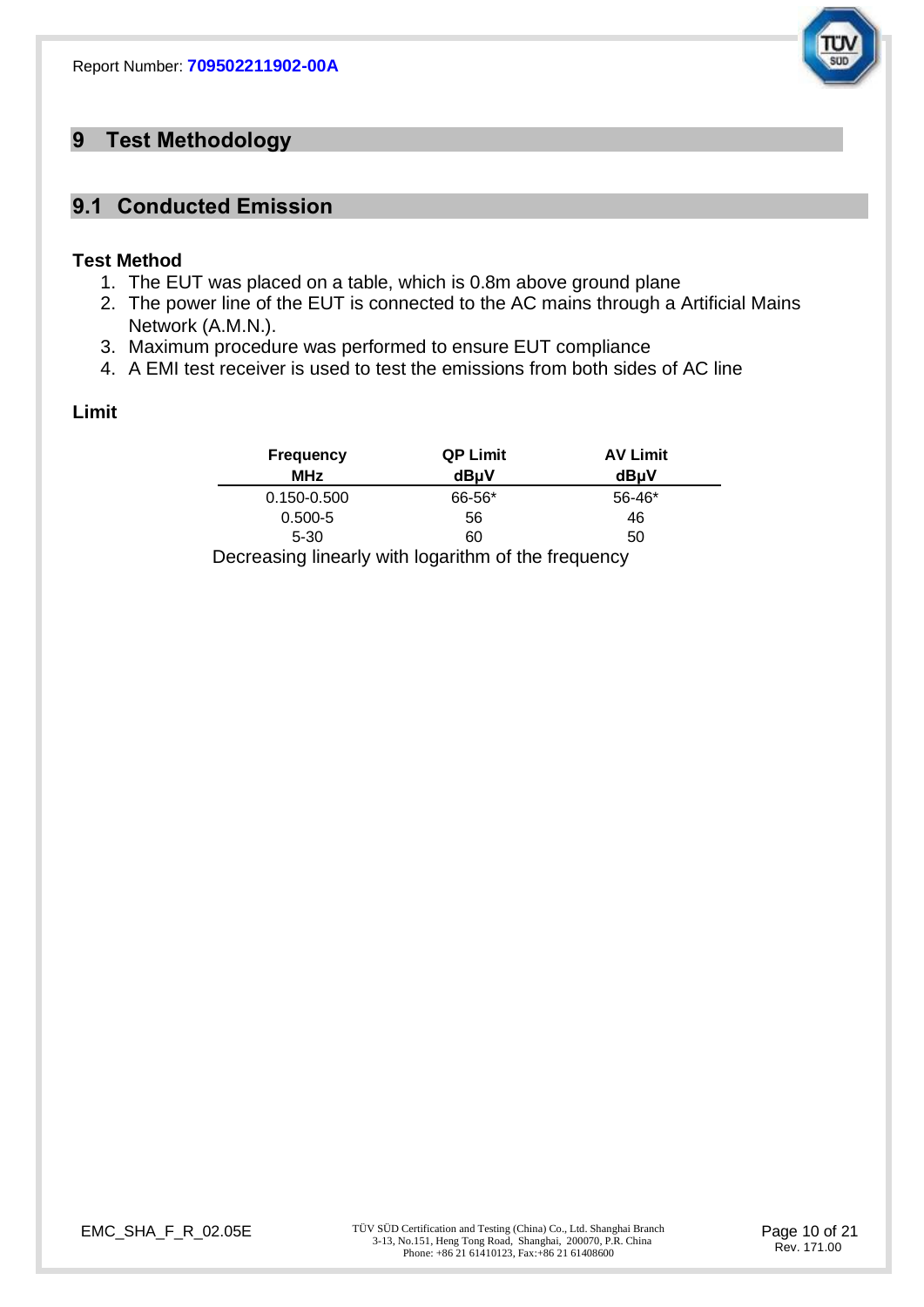# 9 Test Methodology

## 9.1 Conducted Emission

### Test Method

1. The EUT was placed on a table, which is 0.8m above ground plane
2. The power line of the EUT is connected to the AC mains through a Artificial Mains Network (A.M.N.).
3. Maximum procedure was performed to ensure EUT compliance
4. A EMI test receiver is used to test the emissions from both sides of AC line

### Limit

| Frequency MHz | QP Limit dBμV | AV Limit dBμV |
|---|---|---|
| 0.150-0.500 | 66-56* | 56-46* |
| 0.500-5 | 56 | 46 |
| 5-30 | 60 | 50 |

Decreasing linearly with logarithm of the frequency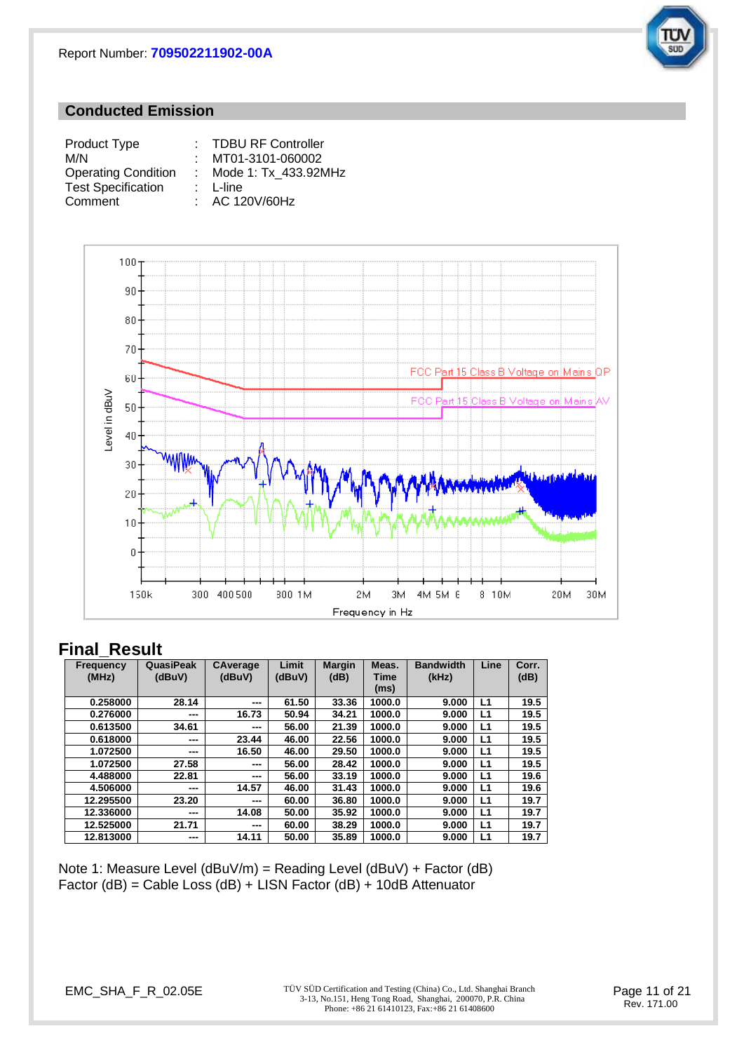Report Number: **709502211902-00A**

## Conduced Emission

| | | |
|---|---|---|
| Product Type | : | TDBU RF Controller |
| M/N | : | MT01-3101-060002 |
| Operating Condition | : | Mode 1: Tx_433.92MHz |
| Test Specification | : | L-line |
| Comment | : | AC 120V/60Hz |

## Final_Result

| Frequency (MHz) | QuasiPeak (dBuV) | CAverage (dBuV) | Limit (dBuV) | Margin (dB) | Meas. Time (ms) | Bandwidth (kHz) | Line | Corr. (dB) |
|---|---|---|---|---|---|---|---|---|
| 0.258000 | 28.14 | --- | 61.50 | 33.36 | 1000.0 | 9.000 | L1 | 19.5 |
| 0.276000 | --- | 16.73 | 50.94 | 34.21 | 1000.0 | 9.000 | L1 | 19.5 |
| 0.613500 | 34.61 | --- | 56.00 | 21.39 | 1000.0 | 9.000 | L1 | 19.5 |
| 0.618000 | --- | 23.44 | 46.00 | 22.56 | 1000.0 | 9.000 | L1 | 19.5 |
| 1.072500 | --- | 16.50 | 46.00 | 29.50 | 1000.0 | 9.000 | L1 | 19.5 |
| 1.072500 | 27.58 | --- | 56.00 | 28.42 | 1000.0 | 9.000 | L1 | 19.5 |
| 4.488000 | 22.81 | --- | 56.00 | 33.19 | 1000.0 | 9.000 | L1 | 19.6 |
| 4.506000 | --- | 14.57 | 46.00 | 31.43 | 1000.0 | 9.000 | L1 | 19.6 |
| 12.295500 | 23.20 | --- | 60.00 | 36.80 | 1000.0 | 9.000 | L1 | 19.7 |
| 12.336000 | --- | 14.08 | 50.00 | 35.92 | 1000.0 | 9.000 | L1 | 19.7 |
| 12.525000 | 21.71 | --- | 60.00 | 38.29 | 1000.0 | 9.000 | L1 | 19.7 |
| 12.813000 | --- | 14.11 | 50.00 | 35.89 | 1000.0 | 9.000 | L1 | 19.7 |

Note 1: Measure Level (dBuV/m) = Reading Level (dBuV) + Factor (dB)
Factor (dB) = Cable Loss (dB) + LISN Factor (dB) + 10dB Attenuator

EMC_SHA_F_R_02.05E

TÜV SÜD Certification and Testing (China) Co., Ltd. Shanghai Branch
3-13, No.151, Heng Tong Road, Shanghai, 200070, P.R. China
Phone: +86 21 61410123, Fax:+86 21 61408600

Rev. 171.00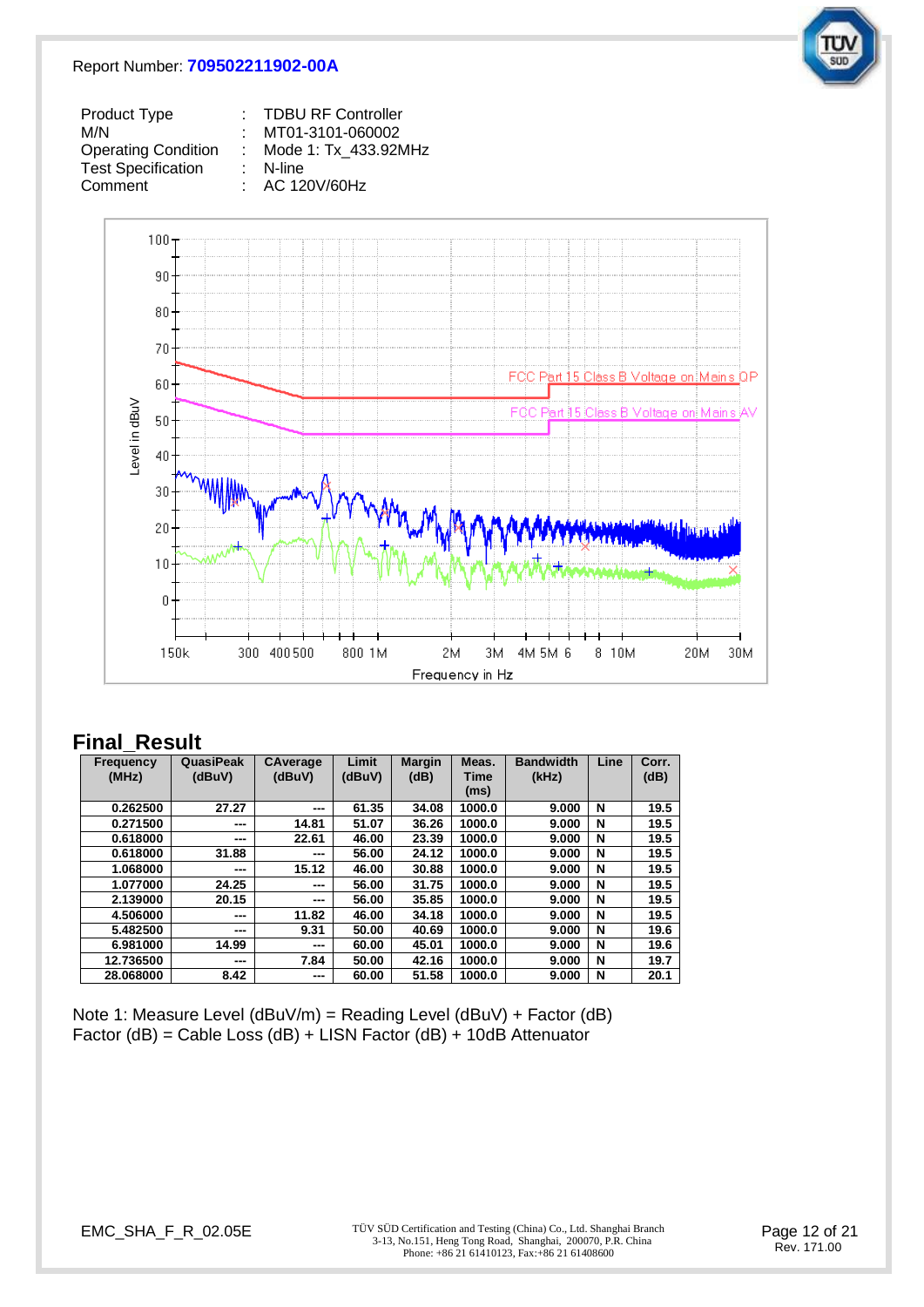Report Number: **709502211902-00A**

| | | |
|---|---|---|
| Product Type | : | TDBU RF Controller |
| M/N | : | MT01-3101-060002 |
| Operating Condition | : | Mode 1: Tx_433.92MHz |
| Test Specification | : | N-line |
| Comment | : | AC 120V/60Hz |

## Final_Result

| Frequency (MHz) | QuasiPeak (dBuV) | CAverage (dBuV) | Limit (dBuV) | Margin (dB) | Meas. Time (ms) | Bandwidth (kHz) | Line | Corr. (dB) |
|---|---|---|---|---|---|---|---|---|
| 0.262500 | 27.27 | --- | 61.35 | 34.08 | 1000.0 | 9.000 | N | 19.5 |
| 0.271500 | --- | 14.81 | 51.07 | 36.26 | 1000.0 | 9.000 | N | 19.5 |
| 0.618000 | --- | 22.61 | 46.00 | 23.39 | 1000.0 | 9.000 | N | 19.5 |
| 0.618000 | 31.88 | --- | 56.00 | 24.12 | 1000.0 | 9.000 | N | 19.5 |
| 1.068000 | --- | 15.12 | 46.00 | 30.88 | 1000.0 | 9.000 | N | 19.5 |
| 1.077000 | 24.25 | --- | 56.00 | 31.75 | 1000.0 | 9.000 | N | 19.5 |
| 2.139000 | 20.15 | --- | 56.00 | 35.85 | 1000.0 | 9.000 | N | 19.5 |
| 4.506000 | --- | 11.82 | 46.00 | 34.18 | 1000.0 | 9.000 | N | 19.5 |
| 5.482500 | --- | 9.31 | 50.00 | 40.69 | 1000.0 | 9.000 | N | 19.6 |
| 6.981000 | 14.99 | --- | 60.00 | 45.01 | 1000.0 | 9.000 | N | 19.6 |
| 12.736500 | --- | 7.84 | 50.00 | 42.16 | 1000.0 | 9.000 | N | 19.7 |
| 28.068000 | 8.42 | --- | 60.00 | 51.58 | 1000.0 | 9.000 | N | 20.1 |

Note 1: Measure Level (dBuV/m) = Reading Level (dBuV) + Factor (dB)
Factor (dB) = Cable Loss (dB) + LISN Factor (dB) + 10dB Attenuator

EMC_SHA_F_R_02.05E

TÜV SÜD Certification and Testing (China) Co., Ltd. Shanghai Branch
3-13, No.151, Heng Tong Road, Shanghai, 200070, P.R. China
Phone: +86 21 61410123, Fax:+86 21 61408600

Rev. 171.00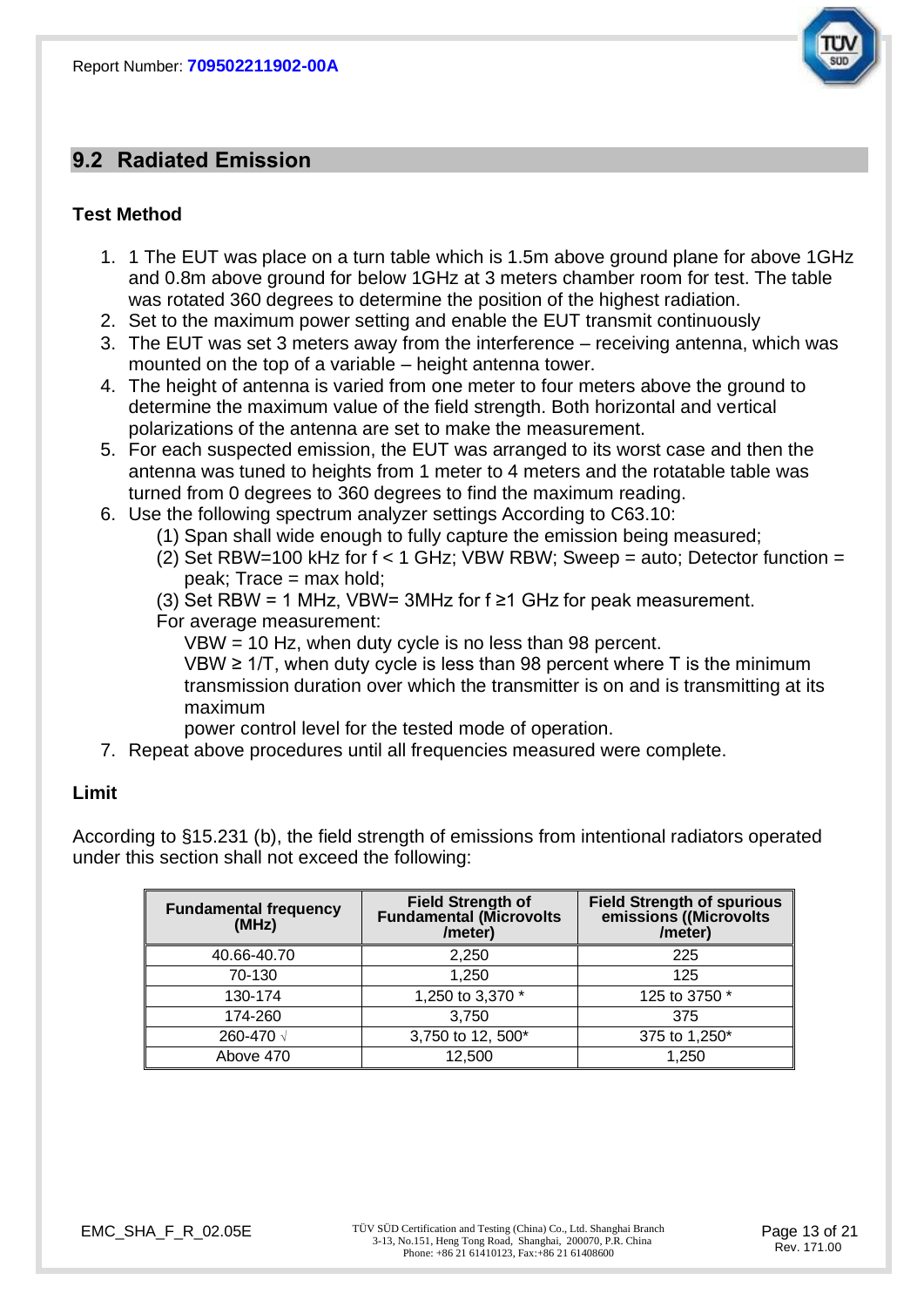## 9.2 Radiated Emission

### Test Method

1. 1 The EUT was place on a turn table which is 1.5m above ground plane for above 1GHz and 0.8m above ground for below 1GHz at 3 meters chamber room for test. The table was rotated 360 degrees to determine the position of the highest radiation.
2. Set to the maximum power setting and enable the EUT transmit continuously
3. The EUT was set 3 meters away from the interference – receiving antenna, which was mounted on the top of a variable – height antenna tower.
4. The height of antenna is varied from one meter to four meters above the ground to determine the maximum value of the field strength. Both horizontal and vertical polarizations of the antenna are set to make the measurement.
5. For each suspected emission, the EUT was arranged to its worst case and then the antenna was tuned to heights from 1 meter to 4 meters and the rotatable table was turned from 0 degrees to 360 degrees to find the maximum reading.
6. Use the following spectrum analyzer settings According to C63.10:
   (1) Span shall wide enough to fully capture the emission being measured;
   (2) Set RBW=100 kHz for f < 1 GHz; VBW RBW; Sweep = auto; Detector function = peak; Trace = max hold;
   (3) Set RBW = 1 MHz, VBW= 3MHz for f ≥1 GHz for peak measurement.
   For average measurement:
   VBW = 10 Hz, when duty cycle is no less than 98 percent.
   VBW ≥ 1/T, when duty cycle is less than 98 percent where T is the minimum transmission duration over which the transmitter is on and is transmitting at its maximum
   power control level for the tested mode of operation.
7. Repeat above procedures until all frequencies measured were complete.

### Limit

According to §15.231 (b), the field strength of emissions from intentional radiators operated under this section shall not exceed the following:

| Fundamental frequency (MHz) | Field Strength of Fundamental (Microvolts /meter) | Field Strength of spurious emissions ((Microvolts /meter) |
|---|---|---|
| 40.66-40.70 | 2,250 | 225 |
| 70-130 | 1,250 | 125 |
| 130-174 | 1,250 to 3,370 * | 125 to 3750 * |
| 174-260 | 3,750 | 375 |
| 260-470 √ | 3,750 to 12, 500* | 375 to 1,250* |
| Above 470 | 12,500 | 1,250 |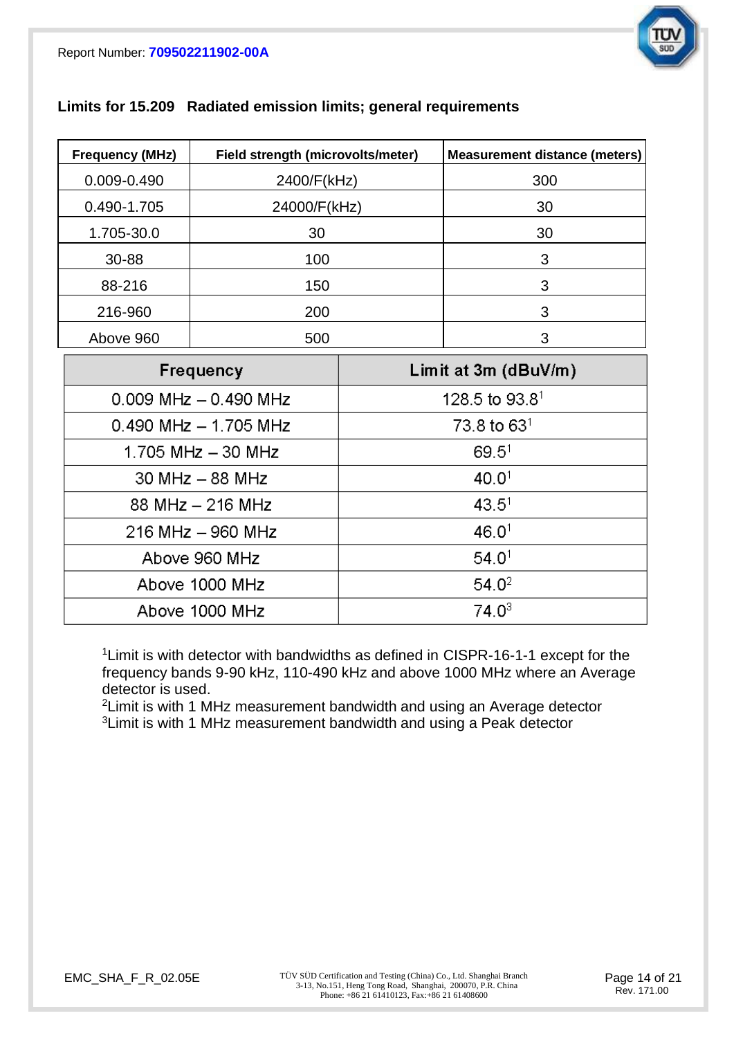## Limits for 15.209 Radiated emission limits; general requirements

| Frequency (MHz) | Field strength (microvolts/meter) | Measurement distance (meters) |
|---|---|---|
| 0.009-0.490 | 2400/F(kHz) | 300 |
| 0.490-1.705 | 24000/F(kHz) | 30 |
| 1.705-30.0 | 30 | 30 |
| 30-88 | 100 | 3 |
| 88-216 | 150 | 3 |
| 216-960 | 200 | 3 |
| Above 960 | 500 | 3 |

| Frequency | Limit at 3m (dBuV/m) |
|---|---|
| 0.009 MHz – 0.490 MHz | 128.5 to 93.8[1] |
| 0.490 MHz – 1.705 MHz | 73.8 to 63[1] |
| 1.705 MHz – 30 MHz | 69.5[1] |
| 30 MHz – 88 MHz | 40.0[1] |
| 88 MHz – 216 MHz | 43.5[1] |
| 216 MHz – 960 MHz | 46.0[1] |
| Above 960 MHz | 54.0[1] |
| Above 1000 MHz | 54.0[2] |
| Above 1000 MHz | 74.0[3] |

[1]Limit is with detector with bandwidths as defined in CISPR-16-1-1 except for the frequency bands 9-90 kHz, 110-490 kHz and above 1000 MHz where an Average detector is used.
[2]Limit is with 1 MHz measurement bandwidth and using an Average detector
[3]Limit is with 1 MHz measurement bandwidth and using a Peak detector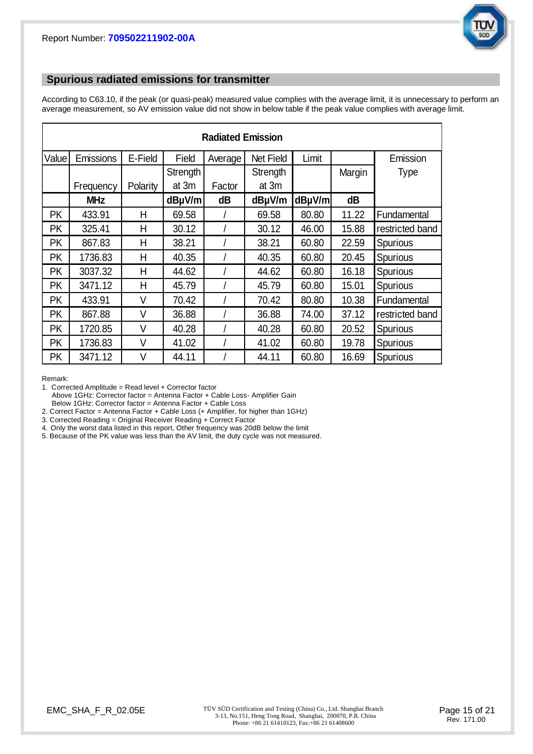Report Number: **709502211902-00A**

## Spurious radiated emissions for transmitter

According to C63.10, if the peak (or quasi-peak) measured value complies with the average limit, it is unnecessary to perform an average measurement, so AV emission value did not show in below table if the peak value complies with average limit.

| Radiated Emission | | | | | | | | |
|---|---|---|---|---|---|---|---|---|
| Value | Emissions Frequency | E-Field Polarity | Field Strength at 3m | Average Factor | Net Field Strength at 3m | Limit | Margin | Emission Type |
| | **MHz** | | **dBµV/m** | **dB** | **dBµV/m** | **dBµV/m** | **dB** | |
| PK | 433.91 | H | 69.58 | / | 69.58 | 80.80 | 11.22 | Fundamental |
| PK | 325.41 | H | 30.12 | / | 30.12 | 46.00 | 15.88 | restricted band |
| PK | 867.83 | H | 38.21 | / | 38.21 | 60.80 | 22.59 | Spurious |
| PK | 1736.83 | H | 40.35 | / | 40.35 | 60.80 | 20.45 | Spurious |
| PK | 3037.32 | H | 44.62 | / | 44.62 | 60.80 | 16.18 | Spurious |
| PK | 3471.12 | H | 45.79 | / | 45.79 | 60.80 | 15.01 | Spurious |
| PK | 433.91 | V | 70.42 | / | 70.42 | 80.80 | 10.38 | Fundamental |
| PK | 867.88 | V | 36.88 | / | 36.88 | 74.00 | 37.12 | restricted band |
| PK | 1720.85 | V | 40.28 | / | 40.28 | 60.80 | 20.52 | Spurious |
| PK | 1736.83 | V | 41.02 | / | 41.02 | 60.80 | 19.78 | Spurious |
| PK | 3471.12 | V | 44.11 | / | 44.11 | 60.80 | 16.69 | Spurious |

Remark:

1. Corrected Amplitude = Read level + Corrector factor
   Above 1GHz: Corrector factor = Antenna Factor + Cable Loss- Amplifier Gain
   Below 1GHz: Corrector factor = Antenna Factor + Cable Loss
2. Correct Factor = Antenna Factor + Cable Loss (+ Amplifier, for higher than 1GHz)
3. Corrected Reading = Original Receiver Reading + Correct Factor
4. Only the worst data listed in this report, Other frequency was 20dB below the limit
5. Because of the PK value was less than the AV limit, the duty cycle was not measured.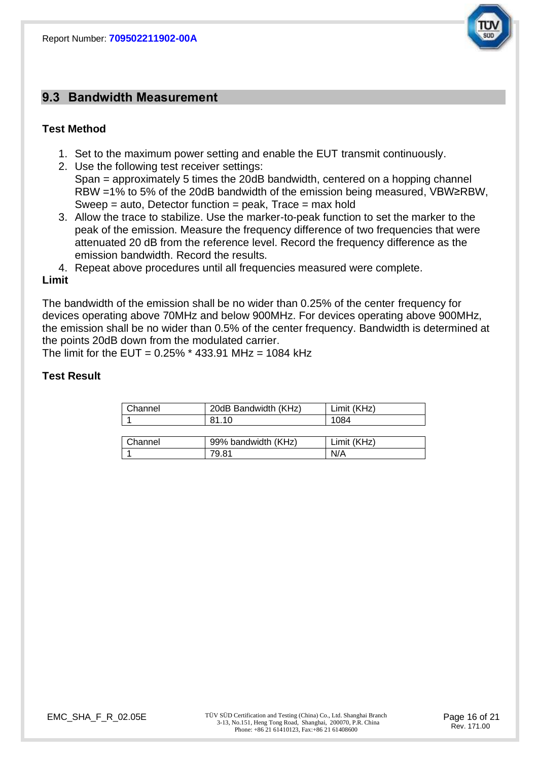## 9.3 Bandwidth Measurement

**Test Method**

1. Set to the maximum power setting and enable the EUT transmit continuously.
2. Use the following test receiver settings:
   Span = approximately 5 times the 20dB bandwidth, centered on a hopping channel
   RBW =1% to 5% of the 20dB bandwidth of the emission being measured, VBW≥RBW,
   Sweep = auto, Detector function = peak, Trace = max hold
3. Allow the trace to stabilize. Use the marker-to-peak function to set the marker to the peak of the emission. Measure the frequency difference of two frequencies that were attenuated 20 dB from the reference level. Record the frequency difference as the emission bandwidth. Record the results.
4. Repeat above procedures until all frequencies measured were complete.

**Limit**

The bandwidth of the emission shall be no wider than 0.25% of the center frequency for devices operating above 70MHz and below 900MHz. For devices operating above 900MHz, the emission shall be no wider than 0.5% of the center frequency. Bandwidth is determined at the points 20dB down from the modulated carrier.
The limit for the EUT = 0.25% * 433.91 MHz = 1084 kHz

**Test Result**

| Channel | 20dB Bandwidth (KHz) | Limit (KHz) |
| --- | --- | --- |
| 1 | 81.10 | 1084 |

| Channel | 99% bandwidth (KHz) | Limit (KHz) |
| --- | --- | --- |
| 1 | 79.81 | N/A |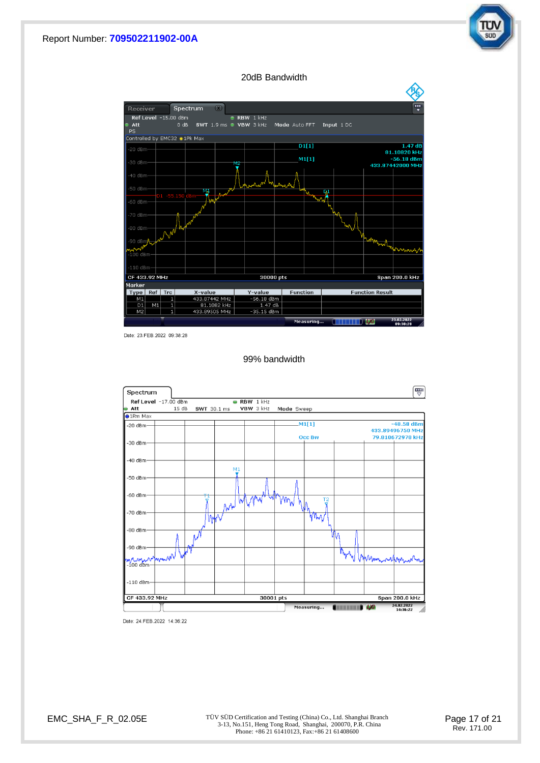Report Number: **709502211902-00A**

## 20dB Bandwidth

Receiver | Spectrum

Ref Level -15.00 dBm | RBW 1 kHz
Att 0 dB | SWT 1.9 ms | VBW 3 kHz | Mode Auto FFT | Input 1 DC
PS

Controlled by EMC32 ● 1Pk Max

D1[1] 1.47 dB 81.10820 kHz
M1[1] -56.18 dBm 433.87442000 MHz

D1 -55.190 dBm

CF 433.92 MHz | 30000 pts | Span 200.0 kHz

Marker

| Type | Ref | Trc | X-value | Y-value | Function | Function Result |
|---|---|---|---|---|---|---|
| M1 | | 1 | 433.87442 MHz | -56.18 dBm | | |
| D1 | M1 | 1 | 81.1082 kHz | 1.47 dB | | |
| M2 | | 1 | 433.89505 MHz | -35.15 dBm | | |

Measuring... 23.02.2022 09:38:28

Date: 23.FEB.2022 09:38:28

## 99% bandwidth

Spectrum

Ref Level -17.00 dBm | RBW 1 kHz
Att 15 dB | SWT 30.1 ms | VBW 3 kHz | Mode Sweep

● 1Rm Max

M1[1] -48.58 dBm 433.89496750 MHz
Occ Bw 79.810672978 kHz

CF 433.92 MHz | 30001 pts | Span 200.0 kHz

Measuring... 24.02.2022 14:36:22

Date: 24.FEB.2022 14:36:22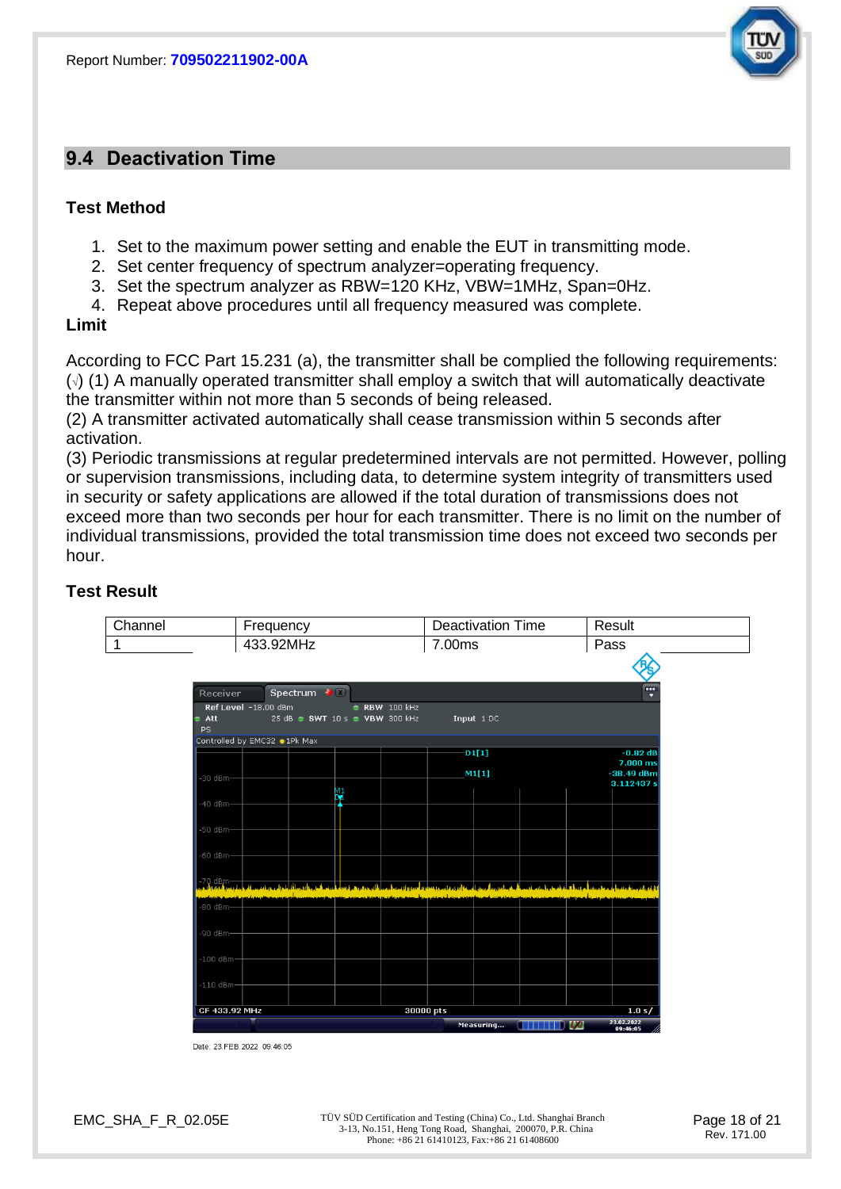Report Number: **709502211902-00A**

## 9.4 Deactivation Time

### Test Method

1. Set to the maximum power setting and enable the EUT in transmitting mode.
2. Set center frequency of spectrum analyzer=operating frequency.
3. Set the spectrum analyzer as RBW=120 KHz, VBW=1MHz, Span=0Hz.
4. Repeat above procedures until all frequency measured was complete.

### Limit

According to FCC Part 15.231 (a), the transmitter shall be complied the following requirements:
(√) (1) A manually operated transmitter shall employ a switch that will automatically deactivate the transmitter within not more than 5 seconds of being released.
(2) A transmitter activated automatically shall cease transmission within 5 seconds after activation.
(3) Periodic transmissions at regular predetermined intervals are not permitted. However, polling or supervision transmissions, including data, to determine system integrity of transmitters used in security or safety applications are allowed if the total duration of transmissions does not exceed more than two seconds per hour for each transmitter. There is no limit on the number of individual transmissions, provided the total transmission time does not exceed two seconds per hour.

### Test Result

| Channel | Frequency | Deactivation Time | Result |
|---|---|---|---|
| 1 | 433.92MHz | 7.00ms | Pass |

Receiver | Spectrum
Ref Level -18.00 dBm | RBW 100 kHz
Att 25 dB | SWT 10 s | VBW 300 kHz | Input 1 DC
PS
Controlled by EMC32 ● 1Pk Max

D1[1] -0.82 dB 7.000 ms
M1[1] -38.49 dBm 3.112437 s

-30 dBm, -40 dBm, -50 dBm, -60 dBm, -70 dBm, -80 dBm, -90 dBm, -100 dBm, -110 dBm

CF 433.92 MHz | 30000 pts | 1.0 s/

Measuring... 23.02.2022 09:46:05

Date: 23.FEB.2022 09:46:05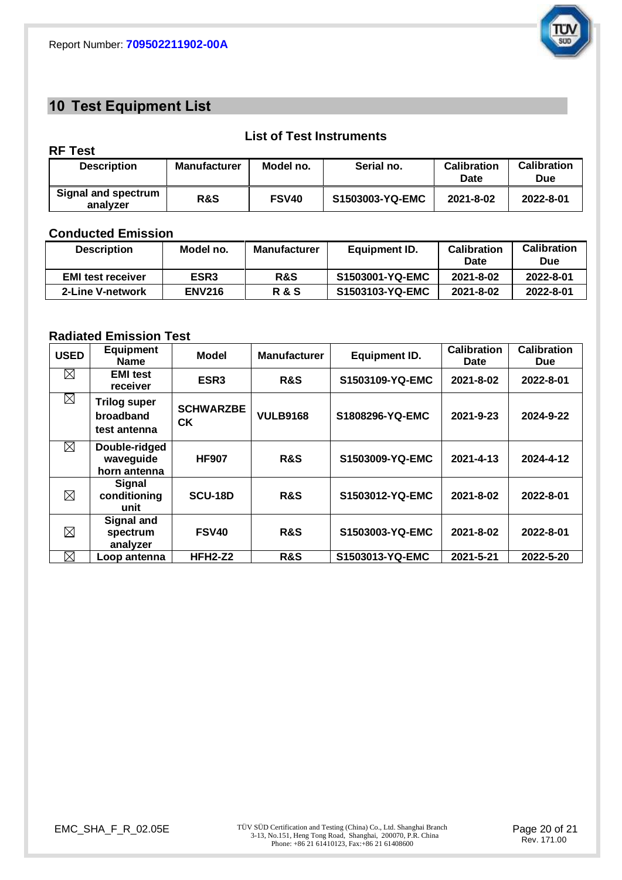## 10 Test Equipment List

**List of Test Instruments**

**RF Test**

| Description | Manufacturer | Model no. | Serial no. | Calibration Date | Calibration Due |
|---|---|---|---|---|---|
| Signal and spectrum analyzer | R&S | FSV40 | S1503003-YQ-EMC | 2021-8-02 | 2022-8-01 |

**Conducted Emission**

| Description | Model no. | Manufacturer | Equipment ID. | Calibration Date | Calibration Due |
|---|---|---|---|---|---|
| EMI test receiver | ESR3 | R&S | S1503001-YQ-EMC | 2021-8-02 | 2022-8-01 |
| 2-Line V-network | ENV216 | R & S | S1503103-YQ-EMC | 2021-8-02 | 2022-8-01 |

**Radiated Emission Test**

| USED | Equipment Name | Model | Manufacturer | Equipment ID. | Calibration Date | Calibration Due |
|---|---|---|---|---|---|---|
| ☒ | EMI test receiver | ESR3 | R&S | S1503109-YQ-EMC | 2021-8-02 | 2022-8-01 |
| ☒ | Trilog super broadband test antenna | SCHWARZBECK | VULB9168 | S1808296-YQ-EMC | 2021-9-23 | 2024-9-22 |
| ☒ | Double-ridged waveguide horn antenna | HF907 | R&S | S1503009-YQ-EMC | 2021-4-13 | 2024-4-12 |
| ☒ | Signal conditioning unit | SCU-18D | R&S | S1503012-YQ-EMC | 2021-8-02 | 2022-8-01 |
| ☒ | Signal and spectrum analyzer | FSV40 | R&S | S1503003-YQ-EMC | 2021-8-02 | 2022-8-01 |
| ☒ | Loop antenna | HFH2-Z2 | R&S | S1503013-YQ-EMC | 2021-5-21 | 2022-5-20 |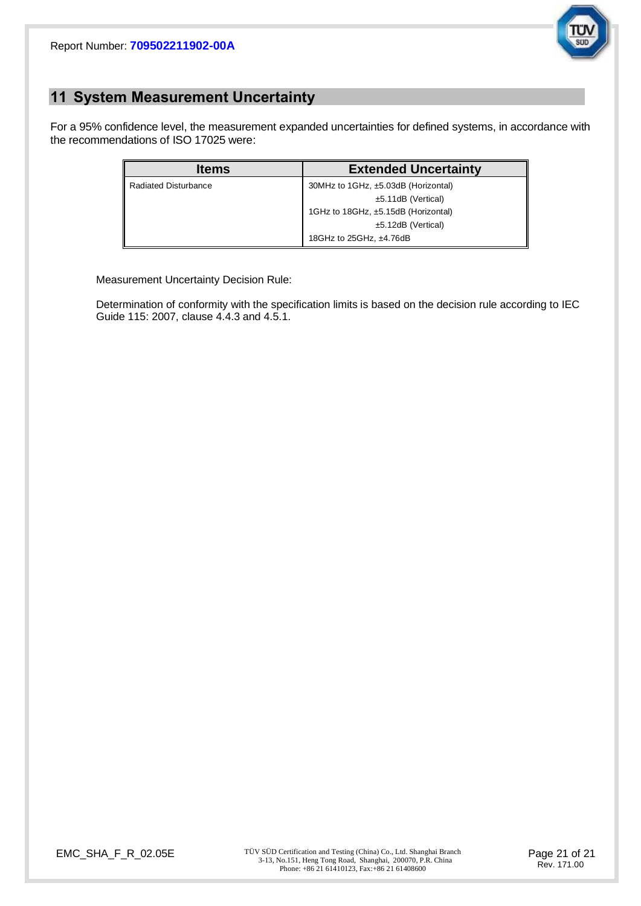## 11 System Measurement Uncertainty

For a 95% confidence level, the measurement expanded uncertainties for defined systems, in accordance with the recommendations of ISO 17025 were:

| Items | Extended Uncertainty |
|---|---|
| Radiated Disturbance | 30MHz to 1GHz, ±5.03dB (Horizontal)<br>±5.11dB (Vertical)<br>1GHz to 18GHz, ±5.15dB (Horizontal)<br>±5.12dB (Vertical)<br>18GHz to 25GHz, ±4.76dB |

Measurement Uncertainty Decision Rule:

Determination of conformity with the specification limits is based on the decision rule according to IEC Guide 115: 2007, clause 4.4.3 and 4.5.1.